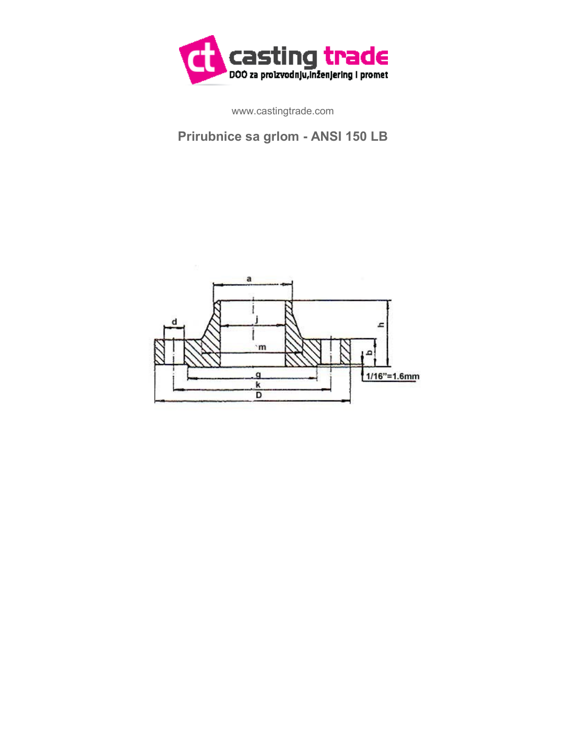www.castingtrade.com

## Prirubnice sa grlom - ANSI 150 LB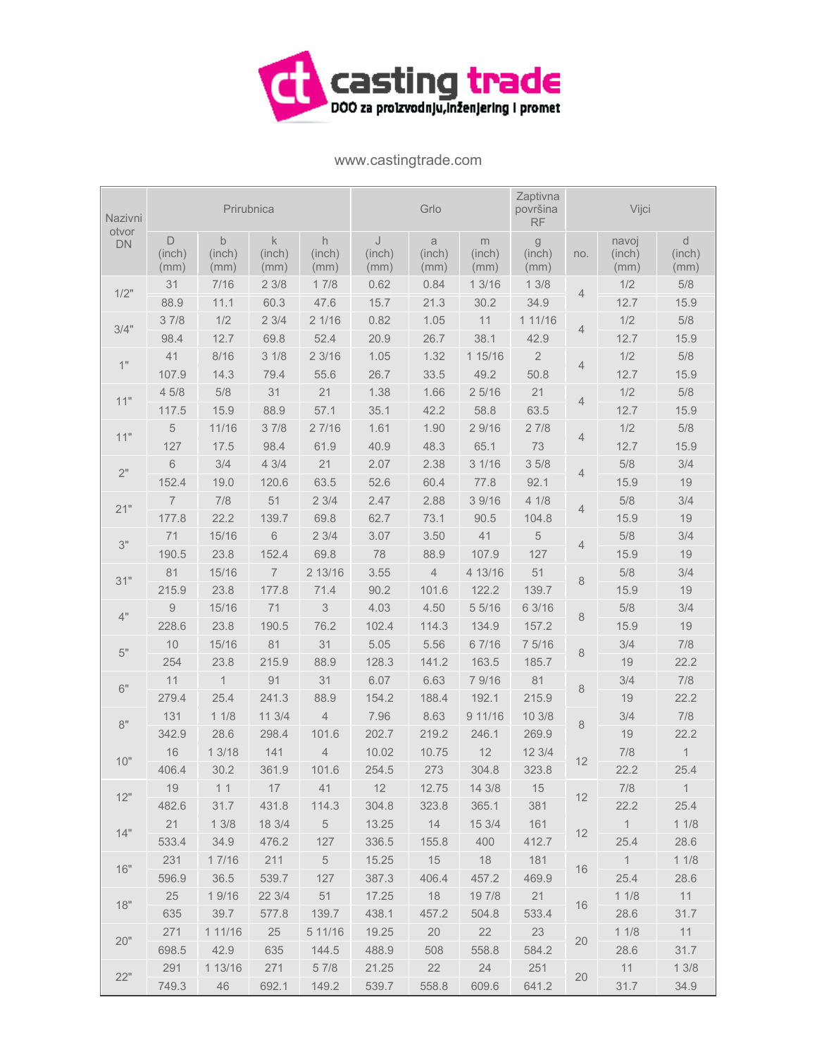casting trade

DOO za proizvodnju,inženjering i promet

www.castingtrade.com

| Nazivni otvor DN | Prirubnica | | | | Grlo | | | Zaptivna površina RF | Vijci | | |
|---|---|---|---|---|---|---|---|---|---|---|---|
| | D (inch) (mm) | b (inch) (mm) | k (inch) (mm) | h (inch) (mm) | J (inch) (mm) | a (inch) (mm) | m (inch) (mm) | g (inch) (mm) | no. | navoj (inch) (mm) | d (inch) (mm) |
| 1/2" | 31 | 7/16 | 2 3/8 | 1 7/8 | 0.62 | 0.84 | 1 3/16 | 1 3/8 | 4 | 1/2 | 5/8 |
| | 88.9 | 11.1 | 60.3 | 47.6 | 15.7 | 21.3 | 30.2 | 34.9 | | 12.7 | 15.9 |
| 3/4" | 3 7/8 | 1/2 | 2 3/4 | 2 1/16 | 0.82 | 1.05 | 11 | 1 11/16 | 4 | 1/2 | 5/8 |
| | 98.4 | 12.7 | 69.8 | 52.4 | 20.9 | 26.7 | 38.1 | 42.9 | | 12.7 | 15.9 |
| 1" | 41 | 8/16 | 3 1/8 | 2 3/16 | 1.05 | 1.32 | 1 15/16 | 2 | 4 | 1/2 | 5/8 |
| | 107.9 | 14.3 | 79.4 | 55.6 | 26.7 | 33.5 | 49.2 | 50.8 | | 12.7 | 15.9 |
| 11" | 4 5/8 | 5/8 | 31 | 21 | 1.38 | 1.66 | 2 5/16 | 21 | 4 | 1/2 | 5/8 |
| | 117.5 | 15.9 | 88.9 | 57.1 | 35.1 | 42.2 | 58.8 | 63.5 | | 12.7 | 15.9 |
| 11" | 5 | 11/16 | 3 7/8 | 2 7/16 | 1.61 | 1.90 | 2 9/16 | 2 7/8 | 4 | 1/2 | 5/8 |
| | 127 | 17.5 | 98.4 | 61.9 | 40.9 | 48.3 | 65.1 | 73 | | 12.7 | 15.9 |
| 2" | 6 | 3/4 | 4 3/4 | 21 | 2.07 | 2.38 | 3 1/16 | 3 5/8 | 4 | 5/8 | 3/4 |
| | 152.4 | 19.0 | 120.6 | 63.5 | 52.6 | 60.4 | 77.8 | 92.1 | | 15.9 | 19 |
| 21" | 7 | 7/8 | 51 | 2 3/4 | 2.47 | 2.88 | 3 9/16 | 4 1/8 | 4 | 5/8 | 3/4 |
| | 177.8 | 22.2 | 139.7 | 69.8 | 62.7 | 73.1 | 90.5 | 104.8 | | 15.9 | 19 |
| 3" | 71 | 15/16 | 6 | 2 3/4 | 3.07 | 3.50 | 41 | 5 | 4 | 5/8 | 3/4 |
| | 190.5 | 23.8 | 152.4 | 69.8 | 78 | 88.9 | 107.9 | 127 | | 15.9 | 19 |
| 31" | 81 | 15/16 | 7 | 2 13/16 | 3.55 | 4 | 4 13/16 | 51 | 8 | 5/8 | 3/4 |
| | 215.9 | 23.8 | 177.8 | 71.4 | 90.2 | 101.6 | 122.2 | 139.7 | | 15.9 | 19 |
| 4" | 9 | 15/16 | 71 | 3 | 4.03 | 4.50 | 5 5/16 | 6 3/16 | 8 | 5/8 | 3/4 |
| | 228.6 | 23.8 | 190.5 | 76.2 | 102.4 | 114.3 | 134.9 | 157.2 | | 15.9 | 19 |
| 5" | 10 | 15/16 | 81 | 31 | 5.05 | 5.56 | 6 7/16 | 7 5/16 | 8 | 3/4 | 7/8 |
| | 254 | 23.8 | 215.9 | 88.9 | 128.3 | 141.2 | 163.5 | 185.7 | | 19 | 22.2 |
| 6" | 11 | 1 | 91 | 31 | 6.07 | 6.63 | 7 9/16 | 81 | 8 | 3/4 | 7/8 |
| | 279.4 | 25.4 | 241.3 | 88.9 | 154.2 | 188.4 | 192.1 | 215.9 | | 19 | 22.2 |
| 8" | 131 | 1 1/8 | 11 3/4 | 4 | 7.96 | 8.63 | 9 11/16 | 10 3/8 | 8 | 3/4 | 7/8 |
| | 342.9 | 28.6 | 298.4 | 101.6 | 202.7 | 219.2 | 246.1 | 269.9 | | 19 | 22.2 |
| 10" | 16 | 1 3/18 | 141 | 4 | 10.02 | 10.75 | 12 | 12 3/4 | 12 | 7/8 | 1 |
| | 406.4 | 30.2 | 361.9 | 101.6 | 254.5 | 273 | 304.8 | 323.8 | | 22.2 | 25.4 |
| 12" | 19 | 1 1 | 17 | 41 | 12 | 12.75 | 14 3/8 | 15 | 12 | 7/8 | 1 |
| | 482.6 | 31.7 | 431.8 | 114.3 | 304.8 | 323.8 | 365.1 | 381 | | 22.2 | 25.4 |
| 14" | 21 | 1 3/8 | 18 3/4 | 5 | 13.25 | 14 | 15 3/4 | 161 | 12 | 1 | 1 1/8 |
| | 533.4 | 34.9 | 476.2 | 127 | 336.5 | 155.8 | 400 | 412.7 | | 25.4 | 28.6 |
| 16" | 231 | 1 7/16 | 211 | 5 | 15.25 | 15 | 18 | 181 | 16 | 1 | 1 1/8 |
| | 596.9 | 36.5 | 539.7 | 127 | 387.3 | 406.4 | 457.2 | 469.9 | | 25.4 | 28.6 |
| 18" | 25 | 1 9/16 | 22 3/4 | 51 | 17.25 | 18 | 19 7/8 | 21 | 16 | 1 1/8 | 11 |
| | 635 | 39.7 | 577.8 | 139.7 | 438.1 | 457.2 | 504.8 | 533.4 | | 28.6 | 31.7 |
| 20" | 271 | 1 11/16 | 25 | 5 11/16 | 19.25 | 20 | 22 | 23 | 20 | 1 1/8 | 11 |
| | 698.5 | 42.9 | 635 | 144.5 | 488.9 | 508 | 558.8 | 584.2 | | 28.6 | 31.7 |
| 22" | 291 | 1 13/16 | 271 | 5 7/8 | 21.25 | 22 | 24 | 251 | 20 | 11 | 1 3/8 |
| | 749.3 | 46 | 692.1 | 149.2 | 539.7 | 558.8 | 609.6 | 641.2 | | 31.7 | 34.9 |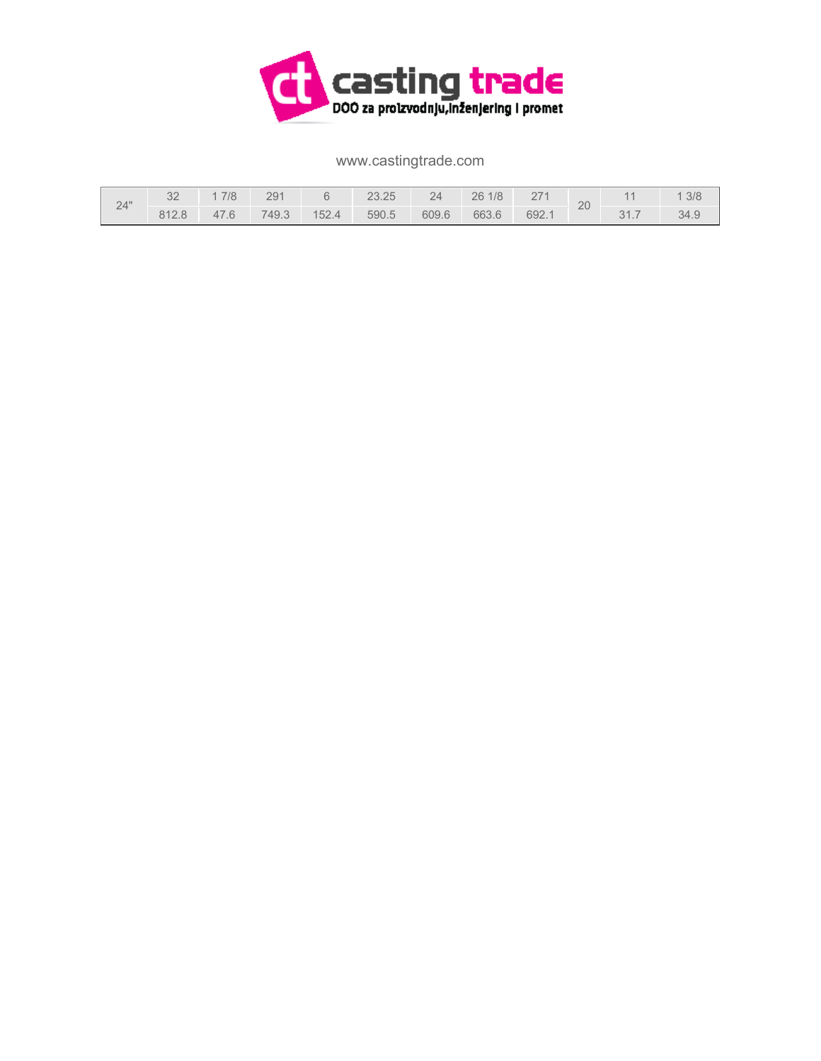casting trade

DOO za proizvodnju,inženjering i promet

www.castingtrade.com

| | | | | | | | | | | | |
|---|---|---|---|---|---|---|---|---|---|---|---|
| 24" | 32 | 1 7/8 | 291 | 6 | 23.25 | 24 | 26 1/8 | 271 | 20 | 11 | 1 3/8 |
| | 812.8 | 47.6 | 749.3 | 152.4 | 590.5 | 609.6 | 663.6 | 692.1 | | 31.7 | 34.9 |